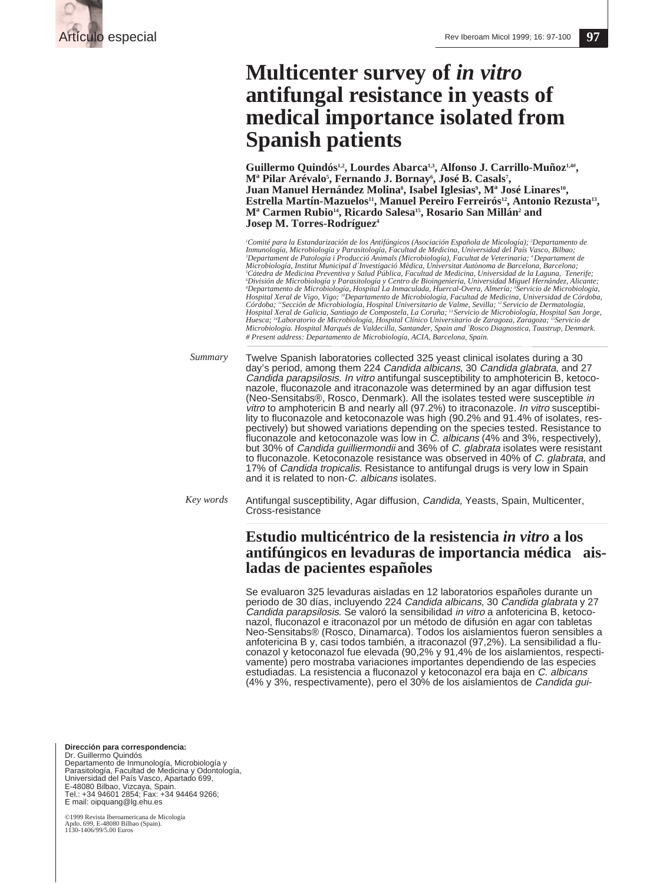Artículo especial

# Multicenter survey of *in vitro* antifungal resistance in yeasts of medical importance isolated from Spanish patients

**Guillermo Quindós[1,2], Lourdes Abarca[1,3], Alfonso J. Carrillo-Muñoz[1,4#], Mª Pilar Arévalo[5], Fernando J. Bornay[6], José B. Casals[7], Juan Manuel Hernández Molina[8], Isabel Iglesias[9], Mª José Linares[10], Estrella Martín-Mazuelos[11], Manuel Pereiro Ferreirós[12], Antonio Rezusta[13], Mª Carmen Rubio[14], Ricardo Salesa[15], Rosario San Millán[2] and Josep M. Torres-Rodríguez[4]**

*[1]Comité para la Estandarización de los Antifúngicos (Asociación Española de Micología); [2]Departamento de Inmunología, Microbiología y Parasitología, Facultad de Medicina, Universidad del País Vasco, Bilbao; [3]Departament de Patología i Producció Animals (Microbiología), Facultat de Veterinaria; [4]Departament de Microbiología, Institut Municipal d'Investigació Mèdica, Universitat Autònoma de Barcelona, Barcelona; [5]Cátedra de Medicina Preventiva y Salud Pública, Facultad de Medicina, Universidad de la Laguna, Tenerife; [6]División de Microbiología y Parasitología y Centro de Bioingenieria, Universidad Miguel Hernández, Alicante; [8]Departamento de Microbiología, Hospital La Inmaculada, Huercal-Overa, Almería; [9]Servicio de Microbiología, Hospital Xeral de Vigo, Vigo; [10]Departamento de Microbiología, Facultad de Medicina, Universidad de Córdoba, Córdoba; [11]Sección de Microbiología, Hospital Universitario de Valme, Sevilla; [12]Servicio de Dermatología, Hospital Xeral de Galicia, Santiago de Compostela, La Coruña; [13]Servicio de Microbiología, Hospital San Jorge, Huesca; [14]Laboratorio de Microbiología, Hospital Clínico Universitario de Zaragoza, Zaragoza; [15]Servicio de Microbiología. Hospital Marqués de Valdecilla, Santander, Spain and [7]Rosco Diagnostica, Taastrup, Denmark.*
*# Present address: Departamento de Microbiología, ACIA, Barcelona, Spain.*

*Summary*

Twelve Spanish laboratories collected 325 yeast clinical isolates during a 30 day's period, among them 224 *Candida albicans*, 30 *Candida glabrata*, and 27 *Candida parapsilosis. In vitro* antifungal susceptibility to amphotericin B, ketoconazole, fluconazole and itraconazole was determined by an agar diffusion test (Neo-Sensitabs®, Rosco, Denmark). All the isolates tested were susceptible *in vitro* to amphotericin B and nearly all (97.2%) to itraconazole. *In vitro* susceptibility to fluconazole and ketoconazole was high (90.2% and 91.4% of isolates, respectively) but showed variations depending on the species tested. Resistance to fluconazole and ketoconazole was low in *C. albicans* (4% and 3%, respectively), but 30% of *Candida guilliermondii* and 36% of *C. glabrata* isolates were resistant to fluconazole. Ketoconazole resistance was observed in 40% of *C. glabrata*, and 17% of *Candida tropicalis*. Resistance to antifungal drugs is very low in Spain and it is related to non-*C. albicans* isolates.

*Key words*

Antifungal susceptibility, Agar diffusion, *Candida,* Yeasts, Spain, Multicenter, Cross-resistance

## Estudio multicéntrico de la resistencia *in vitro* a los antifúngicos en levaduras de importancia médica aisladas de pacientes españoles

Se evaluaron 325 levaduras aisladas en 12 laboratorios españoles durante un periodo de 30 días, incluyendo 224 *Candida albicans*, 30 *Candida glabrata* y 27 *Candida parapsilosis*. Se valoró la sensibilidad *in vitro* a anfotericina B, ketoconazol, fluconazol e itraconazol por un método de difusión en agar con tabletas Neo-Sensitabs® (Rosco, Dinamarca). Todos los aislamientos fueron sensibles a anfotericina B y, casi todos también, a itraconazol (97,2%). La sensibilidad a fluconazol y ketoconazol fue elevada (90,2% y 91,4% de los aislamientos, respectivamente) pero mostraba variaciones importantes dependiendo de las especies estudiadas. La resistencia a fluconazol y ketoconazol era baja en *C. albicans* (4% y 3%, respectivamente), pero el 30% de los aislamientos de *Candida gui-*

**Dirección para correspondencia:**
Dr. Guillermo Quindós
Departamento de Inmunología, Microbiología y Parasitología, Facultad de Medicina y Odontología, Universidad del País Vasco, Apartado 699, E-48080 Bilbao, Vizcaya, Spain.
Tel.: +34 94601 2854; Fax: +34 94464 9266;
E mail: oipquang@lg.ehu.es

©1999 Revista Iberoamericana de Micología
Apdo. 699, E-48080 Bilbao (Spain).
1130-1406/99/5.00 Euros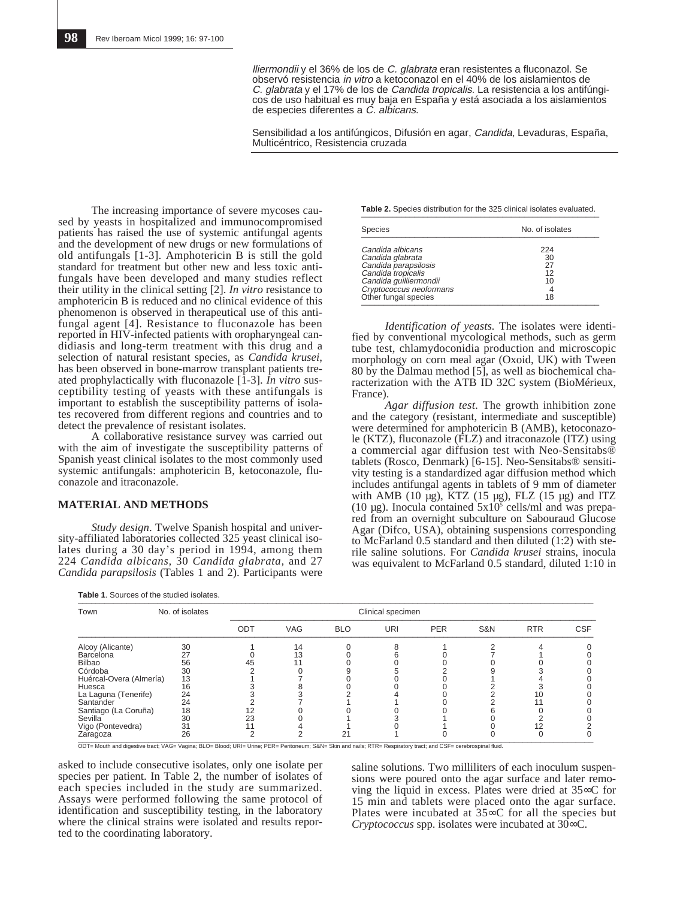*lliermondii* y el 36% de los de *C. glabrata* eran resistentes a fluconazol. Se observó resistencia *in vitro* a ketoconazol en el 40% de los aislamientos de *C. glabrata* y el 17% de los de *Candida tropicalis*. La resistencia a los antifúngicos de uso habitual es muy baja en España y está asociada a los aislamientos de especies diferentes a *C. albicans*.

Sensibilidad a los antifúngicos, Difusión en agar, *Candida,* Levaduras, España, Multicéntrico, Resistencia cruzada

The increasing importance of severe mycoses caused by yeasts in hospitalized and immunocompromised patients has raised the use of systemic antifungal agents and the development of new drugs or new formulations of old antifungals [1-3]. Amphotericin B is still the gold standard for treatment but other new and less toxic antifungals have been developed and many studies reflect their utility in the clinical setting [2]. *In vitro* resistance to amphotericin B is reduced and no clinical evidence of this phenomenon is observed in therapeutical use of this antifungal agent [4]. Resistance to fluconazole has been reported in HIV-infected patients with oropharyngeal candidiasis and long-term treatment with this drug and a selection of natural resistant species, as *Candida krusei*, has been observed in bone-marrow transplant patients treated prophylactically with fluconazole [1-3]. *In vitro* susceptibility testing of yeasts with these antifungals is important to establish the susceptibility patterns of isolates recovered from different regions and countries and to detect the prevalence of resistant isolates.

A collaborative resistance survey was carried out with the aim of investigate the susceptibility patterns of Spanish yeast clinical isolates to the most commonly used systemic antifungals: amphotericin B, ketoconazole, fluconazole and itraconazole.

## MATERIAL AND METHODS

*Study design.* Twelve Spanish hospital and university-affiliated laboratories collected 325 yeast clinical isolates during a 30 day's period in 1994, among them 224 *Candida albicans*, 30 *Candida glabrata,* and 27 *Candida parapsilosis* (Tables 1 and 2). Participants were asked to include consecutive isolates, only one isolate per species per patient. In Table 2, the number of isolates of each species included in the study are summarized. Assays were performed following the same protocol of identification and susceptibility testing, in the laboratory where the clinical strains were isolated and results reported to the coordinating laboratory.

**Table 1**. Sources of the studied isolates.

| Town | No. of isolates | Clinical specimen | | | | | | | |
|---|---|---|---|---|---|---|---|---|---|
| | | ODT | VAG | BLO | URI | PER | S&N | RTR | CSF |
| Alcoy (Alicante) | 30 | 1 | 14 | 0 | 8 | 1 | 2 | 4 | 0 |
| Barcelona | 27 | 0 | 13 | 0 | 6 | 0 | 7 | 1 | 0 |
| Bilbao | 56 | 45 | 11 | 0 | 0 | 0 | 0 | 0 | 0 |
| Córdoba | 30 | 2 | 0 | 9 | 5 | 2 | 9 | 3 | 0 |
| Huércal-Overa (Almería) | 13 | 1 | 7 | 0 | 0 | 0 | 1 | 4 | 0 |
| Huesca | 16 | 3 | 8 | 0 | 0 | 0 | 2 | 3 | 0 |
| La Laguna (Tenerife) | 24 | 3 | 3 | 2 | 4 | 0 | 2 | 10 | 0 |
| Santander | 24 | 2 | 7 | 1 | 1 | 0 | 2 | 11 | 0 |
| Santiago (La Coruña) | 18 | 12 | 0 | 0 | 0 | 0 | 6 | 0 | 0 |
| Sevilla | 30 | 23 | 0 | 1 | 3 | 1 | 0 | 2 | 0 |
| Vigo (Pontevedra) | 31 | 11 | 4 | 1 | 0 | 1 | 0 | 12 | 2 |
| Zaragoza | 26 | 2 | 2 | 21 | 1 | 0 | 0 | 0 | 0 |

ODT= Mouth and digestive tract; VAG= Vagina; BLO= Blood; URI= Urine; PER= Peritoneum; S&N= Skin and nails; RTR= Respiratory tract; and CSF= cerebrospinal fluid.

**Table 2.** Species distribution for the 325 clinical isolates evaluated.

| Species | No. of isolates |
|---|---|
| *Candida albicans* | 224 |
| *Candida glabrata* | 30 |
| *Candida parapsilosis* | 27 |
| *Candida tropicalis* | 12 |
| *Candida guilliermondii* | 10 |
| *Cryptococcus neoformans* | 4 |
| Other fungal species | 18 |

*Identification of yeasts.* The isolates were identified by conventional mycological methods, such as germ tube test, chlamydoconidia production and microscopic morphology on corn meal agar (Oxoid, UK) with Tween 80 by the Dalmau method [5], as well as biochemical characterization with the ATB ID 32C system (BioMérieux, France).

*Agar diffusion test.* The growth inhibition zone and the category (resistant, intermediate and susceptible) were determined for amphotericin B (AMB), ketoconazole (KTZ), fluconazole (FLZ) and itraconazole (ITZ) using a commercial agar diffusion test with Neo-Sensitabs® tablets (Rosco, Denmark) [6-15]. Neo-Sensitabs® sensitivity testing is a standardized agar diffusion method which includes antifungal agents in tablets of 9 mm of diameter with AMB (10 µg), KTZ (15 µg), FLZ (15 µg) and ITZ (10 µg). Inocula contained $5x10^5$ cells/ml and was prepared from an overnight subculture on Sabouraud Glucose Agar (Difco, USA), obtaining suspensions corresponding to McFarland 0.5 standard and then diluted (1:2) with sterile saline solutions. For *Candida krusei* strains, inocula was equivalent to McFarland 0.5 standard, diluted 1:10 in saline solutions. Two milliliters of each inoculum suspensions were poured onto the agar surface and later removing the liquid in excess. Plates were dried at 35∞C for 15 min and tablets were placed onto the agar surface. Plates were incubated at 35∞C for all the species but *Cryptococcus* spp. isolates were incubated at 30∞C.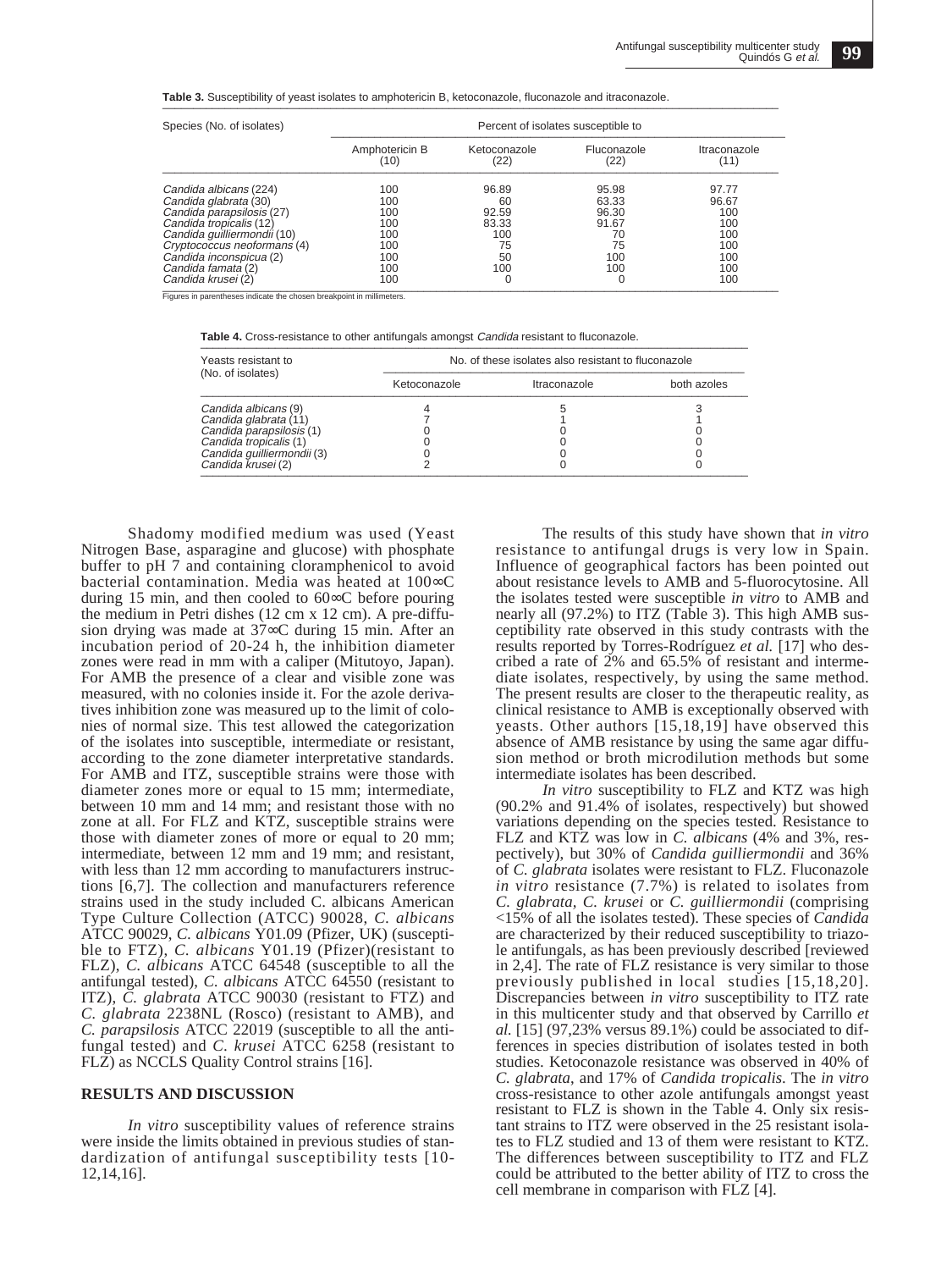**Table 3.** Susceptibility of yeast isolates to amphotericin B, ketoconazole, fluconazole and itraconazole.

| Species (No. of isolates) | Percent of isolates susceptible to | | | |
|---|---|---|---|---|
| | Amphotericin B (10) | Ketoconazole (22) | Fluconazole (22) | Itraconazole (11) |
| *Candida albicans* (224) | 100 | 96.89 | 95.98 | 97.77 |
| *Candida glabrata* (30) | 100 | 60 | 63.33 | 96.67 |
| *Candida parapsilosis* (27) | 100 | 92.59 | 96.30 | 100 |
| *Candida tropicalis* (12) | 100 | 83.33 | 91.67 | 100 |
| *Candida guilliermondii* (10) | 100 | 100 | 70 | 100 |
| *Cryptococcus neoformans* (4) | 100 | 75 | 75 | 100 |
| *Candida inconspicua* (2) | 100 | 50 | 100 | 100 |
| *Candida famata* (2) | 100 | 100 | 100 | 100 |
| *Candida krusei* (2) | 100 | 0 | 0 | 100 |

Figures in parentheses indicate the chosen breakpoint in millimeters.

**Table 4.** Cross-resistance to other antifungals amongst *Candida* resistant to fluconazole.

| Yeasts resistant to (No. of isolates) | No. of these isolates also resistant to fluconazole | | |
|---|---|---|---|
| | Ketoconazole | Itraconazole | both azoles |
| *Candida albicans* (9) | 4 | 5 | 3 |
| *Candida glabrata* (11) | 7 | 1 | 1 |
| *Candida parapsilosis* (1) | 0 | 0 | 0 |
| *Candida tropicalis* (1) | 0 | 0 | 0 |
| *Candida guilliermondii* (3) | 0 | 0 | 0 |
| *Candida krusei* (2) | 2 | 0 | 0 |

Shadomy modified medium was used (Yeast Nitrogen Base, asparagine and glucose) with phosphate buffer to pH 7 and containing cloramphenicol to avoid bacterial contamination. Media was heated at 100∞C during 15 min, and then cooled to 60∞C before pouring the medium in Petri dishes (12 cm x 12 cm). A pre-diffusion drying was made at 37∞C during 15 min. After an incubation period of 20-24 h, the inhibition diameter zones were read in mm with a caliper (Mitutoyo, Japan). For AMB the presence of a clear and visible zone was measured, with no colonies inside it. For the azole derivatives inhibition zone was measured up to the limit of colonies of normal size. This test allowed the categorization of the isolates into susceptible, intermediate or resistant, according to the zone diameter interpretative standards. For AMB and ITZ, susceptible strains were those with diameter zones more or equal to 15 mm; intermediate, between 10 mm and 14 mm; and resistant those with no zone at all. For FLZ and KTZ, susceptible strains were those with diameter zones of more or equal to 20 mm; intermediate, between 12 mm and 19 mm; and resistant, with less than 12 mm according to manufacturers instructions [6,7]. The collection and manufacturers reference strains used in the study included C. albicans American Type Culture Collection (ATCC) 90028, *C. albicans* ATCC 90029, *C. albicans* Y01.09 (Pfizer, UK) (susceptible to FTZ), *C. albicans* Y01.19 (Pfizer)(resistant to FLZ), *C. albicans* ATCC 64548 (susceptible to all the antifungal tested), *C. albicans* ATCC 64550 (resistant to ITZ), *C. glabrata* ATCC 90030 (resistant to FTZ) and *C. glabrata* 2238NL (Rosco) (resistant to AMB), and *C. parapsilosis* ATCC 22019 (susceptible to all the antifungal tested) and *C. krusei* ATCC 6258 (resistant to FLZ) as NCCLS Quality Control strains [16].

## RESULTS AND DISCUSSION

*In vitro* susceptibility values of reference strains were inside the limits obtained in previous studies of standardization of antifungal susceptibility tests [10-12,14,16].

The results of this study have shown that *in vitro* resistance to antifungal drugs is very low in Spain. Influence of geographical factors has been pointed out about resistance levels to AMB and 5-fluorocytosine. All the isolates tested were susceptible *in vitro* to AMB and nearly all (97.2%) to ITZ (Table 3). This high AMB susceptibility rate observed in this study contrasts with the results reported by Torres-Rodríguez *et al.* [17] who described a rate of 2% and 65.5% of resistant and intermediate isolates, respectively, by using the same method. The present results are closer to the therapeutic reality, as clinical resistance to AMB is exceptionally observed with yeasts. Other authors [15,18,19] have observed this absence of AMB resistance by using the same agar diffusion method or broth microdilution methods but some intermediate isolates has been described.

*In vitro* susceptibility to FLZ and KTZ was high (90.2% and 91.4% of isolates, respectively) but showed variations depending on the species tested. Resistance to FLZ and KTZ was low in *C. albicans* (4% and 3%, respectively), but 30% of *Candida guilliermondii* and 36% of *C. glabrata* isolates were resistant to FLZ. Fluconazole *in vitro* resistance (7.7%) is related to isolates from *C. glabrata*, *C. krusei* or *C. guilliermondii* (comprising <15% of all the isolates tested). These species of *Candida* are characterized by their reduced susceptibility to triazole antifungals, as has been previously described [reviewed in 2,4]. The rate of FLZ resistance is very similar to those previously published in local studies [15,18,20]. Discrepancies between *in vitro* susceptibility to ITZ rate in this multicenter study and that observed by Carrillo *et al.* [15] (97,23% versus 89.1%) could be associated to differences in species distribution of isolates tested in both studies. Ketoconazole resistance was observed in 40% of *C. glabrata*, and 17% of *Candida tropicalis*. The *in vitro* cross-resistance to other azole antifungals amongst yeast resistant to FLZ is shown in the Table 4. Only six resistant strains to ITZ were observed in the 25 resistant isolates to FLZ studied and 13 of them were resistant to KTZ. The differences between susceptibility to ITZ and FLZ could be attributed to the better ability of ITZ to cross the cell membrane in comparison with FLZ [4].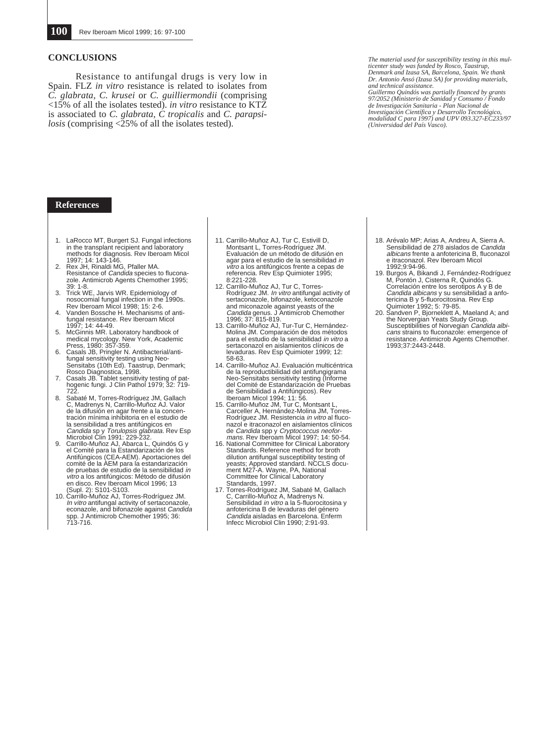## CONCLUSIONS

Resistance to antifungal drugs is very low in Spain. FLZ *in vitro* resistance is related to isolates from *C. glabrata*, *C. krusei* or *C. guilliermondii* (comprising <15% of all the isolates tested). *in vitro* resistance to KTZ is associated to *C. glabrata*, *C tropicalis* and *C. parapsilosis* (comprising <25% of all the isolates tested).

*The material used for susceptibility testing in this multicenter study was funded by Rosco, Taastrup, Denmark and Izasa SA, Barcelona, Spain. We thank Dr. Antonio Ansó (Izasa SA) for providing materials, and technical assistance.*
*Guillermo Quindós was partially financed by grants 97/2052 (Ministerio de Sanidad y Consumo / Fondo de Investigación Sanitaria - Plan Nacional de Investigación Científica y Desarrollo Tecnológico, modalidad C para 1997) and UPV 093.327-EC233/97 (Universidad del País Vasco).*

## References

1. LaRocco MT, Burgert SJ. Fungal infections in the transplant recipient and laboratory methods for diagnosis. Rev Iberoam Micol 1997; 14: 143-146.
2. Rex JH, Rinaldi MG, Pfaller MA. Resistance of *Candida* species to fluconazole. Antimicrob Agents Chemother 1995; 39: 1-8.
3. Trick WE, Jarvis WR. Epidemiology of nosocomial fungal infection in the 1990s. Rev Iberoam Micol 1998; 15: 2-6.
4. Vanden Bossche H. Mechanisms of antifungal resistance. Rev Iberoam Micol 1997; 14: 44-49.
5. McGinnis MR. Laboratory handbook of medical mycology. New York, Academic Press, 1980: 357-359.
6. Casals JB, Pringler N. Antibacterial/antifungal sensitivity testing using Neo-Sensitabs (10th Ed). Taastrup, Denmark; Rosco Diagnostica, 1998.
7. Casals JB. Tablet sensitivity testing of pathogenic fungi. J Clin Pathol 1979; 32: 719-722.
8. Sabaté M, Torres-Rodríguez JM, Gallach C, Madrenys N, Carrillo-Muñoz AJ. Valor de la difusión en agar frente a la concentración mínima inhibitoria en el estudio de la sensibilidad a tres antifúngicos en *Candida* spp y *Torulopsis glabrata*. Rev Esp Microbiol Clin 1991: 229-232.
9. Carrillo-Muñoz AJ, Abarca L, Quindós G y el Comité para la Estandarización de los Antifúngicos (CEA-AEM). Aportaciones del comité de la AEM para la estandarización de pruebas de estudio de la sensibilidad *in vitro* a los antifúngicos: Método de difusión en disco. Rev Iberoam Micol 1996; 13 (Supl. 2): S101-S103.
10. Carrillo-Muñoz AJ, Torres-Rodríguez JM. *In vitro* antifungal activity of sertaconazole, econazole, and bifonazole against *Candida* spp. J Antimicrob Chemother 1995; 36: 713-716.
11. Carrillo-Muñoz AJ, Tur C, Estivill D, Montsant L, Torres-Rodríguez JM. Evaluación de un método de difusión en agar para el estudio de la sensibilidad *in vitro* a los antifúngicos frente a cepas de referencia. Rev Esp Quimioter 1995; 8:221-228.
12. Carrillo-Muñoz AJ, Tur C, Torres-Rodríguez JM. *In vitro* antifungal activity of sertaconazole, bifonazole, ketoconazole and miconazole against yeasts of the *Candida* genus. J Antimicrob Chemother 1996; 37: 815-819.
13. Carrillo-Muñoz AJ, Tur-Tur C, Hernández-Molina JM. Comparación de dos métodos para el estudio de la sensibilidad *in vitro* a sertaconazol en aislamientos clínicos de levaduras. Rev Esp Quimioter 1999; 12: 58-63.
14. Carrillo-Muñoz AJ. Evaluación multicéntrica de la reproductibilidad del antifungigrama Neo-Sensitabs sensitivity testing (Informe del Comité de Estandarización de Pruebas de Sensibilidad a Antifúngicos). Rev Iberoam Micol 1994; 11: 56.
15. Carrillo-Muñoz JM, Tur C, Montsant L, Carceller A, Hernández-Molina JM, Torres-Rodríguez JM. Resistencia *in vitro* al fluconazol e itraconazol en aislamientos clínicos de *Candida* spp y *Cryptococcus neoformans*. Rev Iberoam Micol 1997; 14: 50-54.
16. National Committee for Clinical Laboratory Standards. Reference method for broth dilution antifungal susceptibility testing of yeasts; Approved standard. NCCLS document M27-A. Wayne, PA, National Committee for Clinical Laboratory Standards, 1997.
17. Torres-Rodríguez JM, Sabaté M, Gallach C, Carrillo-Muñoz A, Madrenys N. Sensibilidad *in vitro* a la 5-fluorocitosina y anfotericina B de levaduras del género *Candida* aisladas en Barcelona. Enferm Infecc Microbiol Clin 1990; 2:91-93.
18. Arévalo MP; Arias A, Andreu A, Sierra A. Sensibilidad de 278 aislados de *Candida albicans* frente a anfotericina B, fluconazol e itraconazol. Rev Iberoam Micol 1992;9:94-96.
19. Burgos A, Bikandi J, Fernández-Rodríguez M, Pontón J, Cisterna R, Quindós G. Correlación entre los serotipos A y B de *Candida albicans* y su sensibilidad a anfotericina B y 5-fluorocitosina. Rev Esp Quimioter 1992; 5: 79-85.
20. Sandven P, Bjorneklett A, Maeland A; and the Norvergian Yeats Study Group. Susceptibilities of Norvegian *Candida albicans* strains to fluconazole: emergence of resistance. Antimicrob Agents Chemother. 1993;37:2443-2448.